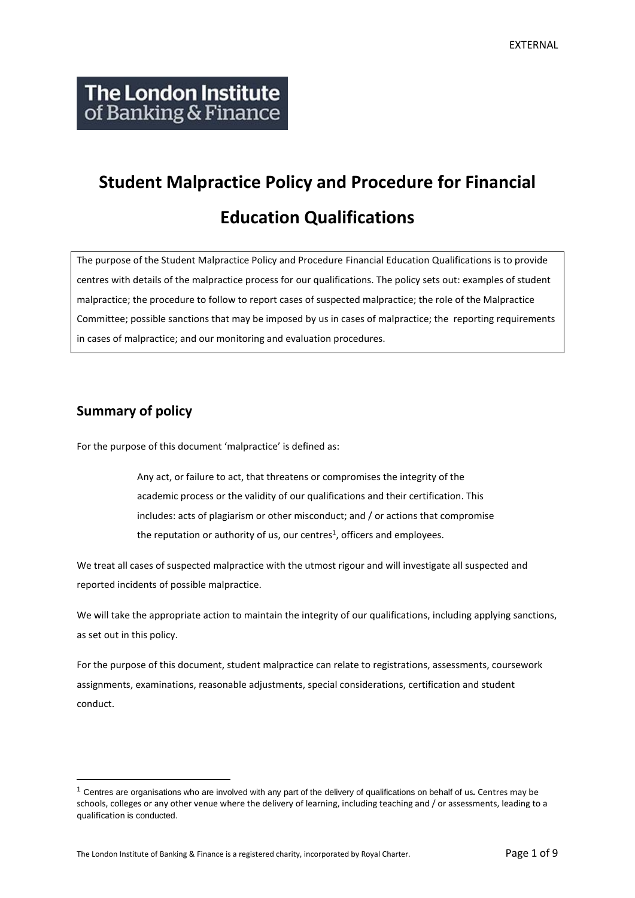The London Institute of Banking & Finance

# Student Malpractice Policy and Procedure for Financial Education Qualifications

The purpose of the Student Malpractice Policy and Procedure Financial Education Qualifications is to provide centres with details of the malpractice process for our qualifications. The policy sets out: examples of student malpractice; the procedure to follow to report cases of suspected malpractice; the role of the Malpractice Committee; possible sanctions that may be imposed by us in cases of malpractice; the reporting requirements in cases of malpractice; and our monitoring and evaluation procedures.

## Summary of policy

For the purpose of this document 'malpractice' is defined as:

> Any act, or failure to act, that threatens or compromises the integrity of the academic process or the validity of our qualifications and their certification. This includes: acts of plagiarism or other misconduct; and / or actions that compromise the reputation or authority of us, our centres[1], officers and employees.

We treat all cases of suspected malpractice with the utmost rigour and will investigate all suspected and reported incidents of possible malpractice.

We will take the appropriate action to maintain the integrity of our qualifications, including applying sanctions, as set out in this policy.

For the purpose of this document, student malpractice can relate to registrations, assessments, coursework assignments, examinations, reasonable adjustments, special considerations, certification and student conduct.

[1] Centres are organisations who are involved with any part of the delivery of qualifications on behalf of us. Centres may be schools, colleges or any other venue where the delivery of learning, including teaching and / or assessments, leading to a qualification is conducted.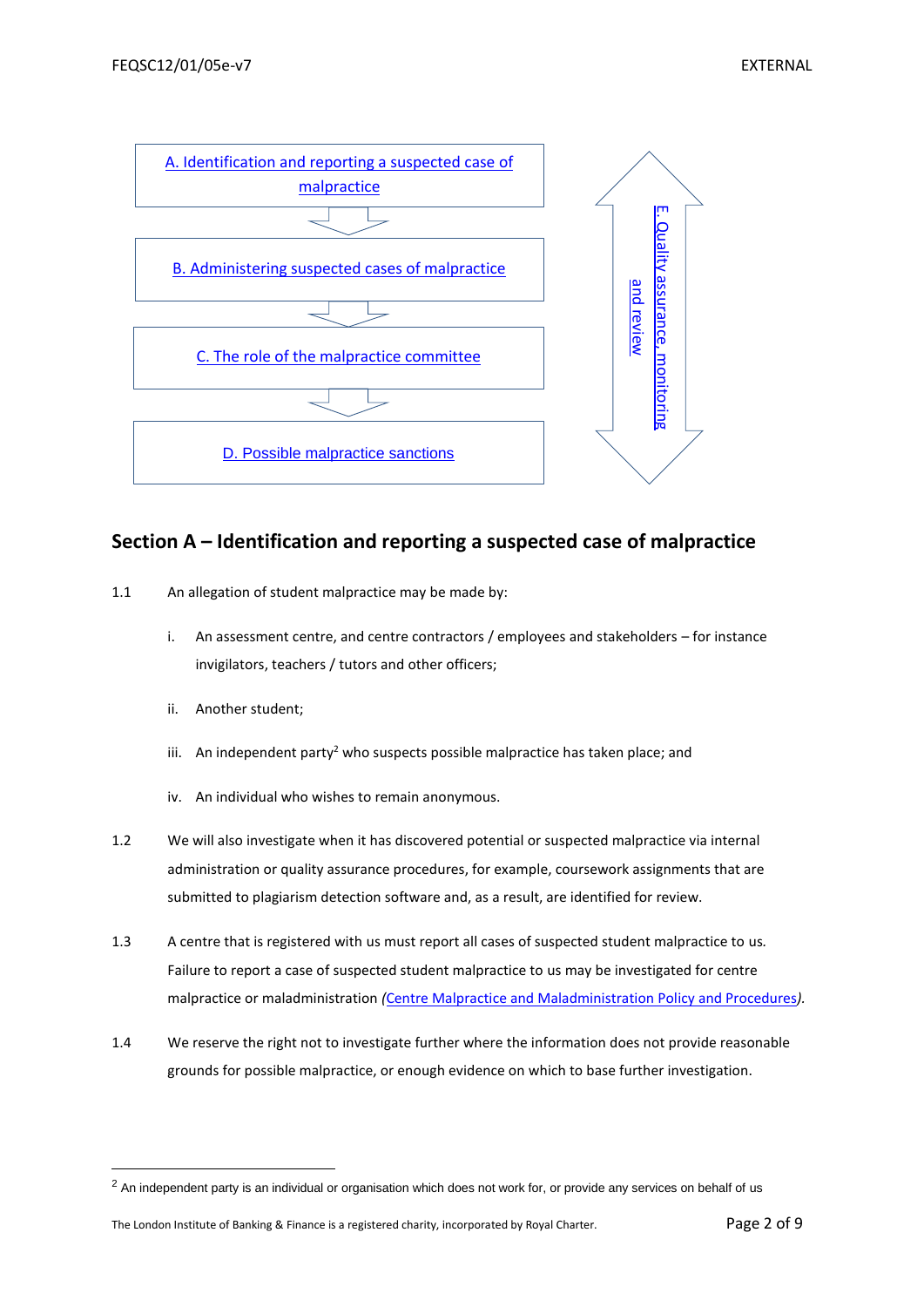A. Identification and reporting a suspected case of malpractice

B. Administering suspected cases of malpractice

C. The role of the malpractice committee

D. Possible malpractice sanctions

E. Quality assurance, monitoring and review

## Section A – Identification and reporting a suspected case of malpractice

1.1 An allegation of student malpractice may be made by:

   i. An assessment centre, and centre contractors / employees and stakeholders – for instance invigilators, teachers / tutors and other officers;

   ii. Another student;

   iii. An independent party[2] who suspects possible malpractice has taken place; and

   iv. An individual who wishes to remain anonymous.

1.2 We will also investigate when it has discovered potential or suspected malpractice via internal administration or quality assurance procedures, for example, coursework assignments that are submitted to plagiarism detection software and, as a result, are identified for review.

1.3 A centre that is registered with us must report all cases of suspected student malpractice to us. Failure to report a case of suspected student malpractice to us may be investigated for centre malpractice or maladministration (*Centre Malpractice and Maladministration Policy and Procedures*).

1.4 We reserve the right not to investigate further where the information does not provide reasonable grounds for possible malpractice, or enough evidence on which to base further investigation.

---

[2] An independent party is an individual or organisation which does not work for, or provide any services on behalf of us

The London Institute of Banking & Finance is a registered charity, incorporated by Royal Charter.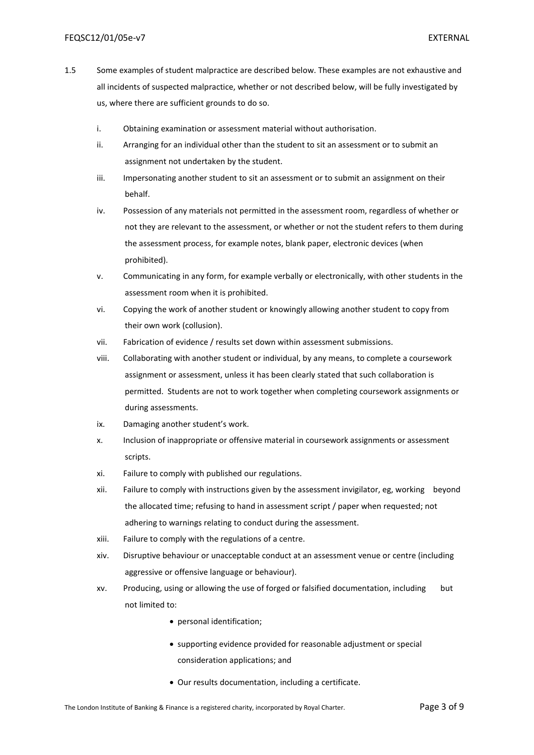1.5 Some examples of student malpractice are described below. These examples are not exhaustive and all incidents of suspected malpractice, whether or not described below, will be fully investigated by us, where there are sufficient grounds to do so.

i. Obtaining examination or assessment material without authorisation.

ii. Arranging for an individual other than the student to sit an assessment or to submit an assignment not undertaken by the student.

iii. Impersonating another student to sit an assessment or to submit an assignment on their behalf.

iv. Possession of any materials not permitted in the assessment room, regardless of whether or not they are relevant to the assessment, or whether or not the student refers to them during the assessment process, for example notes, blank paper, electronic devices (when prohibited).

v. Communicating in any form, for example verbally or electronically, with other students in the assessment room when it is prohibited.

vi. Copying the work of another student or knowingly allowing another student to copy from their own work (collusion).

vii. Fabrication of evidence / results set down within assessment submissions.

viii. Collaborating with another student or individual, by any means, to complete a coursework assignment or assessment, unless it has been clearly stated that such collaboration is permitted. Students are not to work together when completing coursework assignments or during assessments.

ix. Damaging another student's work.

x. Inclusion of inappropriate or offensive material in coursework assignments or assessment scripts.

xi. Failure to comply with published our regulations.

xii. Failure to comply with instructions given by the assessment invigilator, eg, working beyond the allocated time; refusing to hand in assessment script / paper when requested; not adhering to warnings relating to conduct during the assessment.

xiii. Failure to comply with the regulations of a centre.

xiv. Disruptive behaviour or unacceptable conduct at an assessment venue or centre (including aggressive or offensive language or behaviour).

xv. Producing, using or allowing the use of forged or falsified documentation, including but not limited to:

- personal identification;
- supporting evidence provided for reasonable adjustment or special consideration applications; and
- Our results documentation, including a certificate.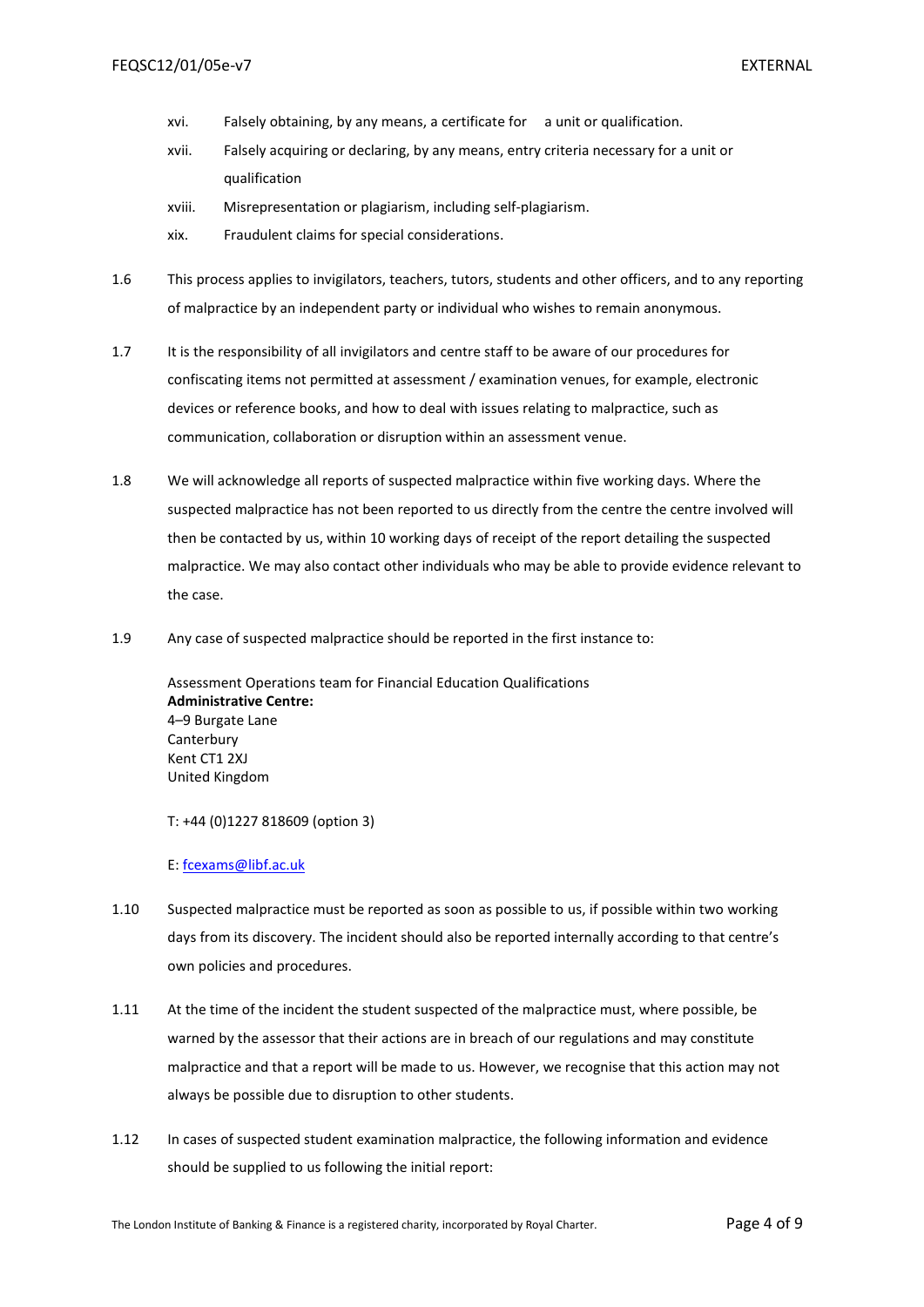xvi. Falsely obtaining, by any means, a certificate for a unit or qualification.

xvii. Falsely acquiring or declaring, by any means, entry criteria necessary for a unit or qualification

xviii. Misrepresentation or plagiarism, including self-plagiarism.

xix. Fraudulent claims for special considerations.

1.6 This process applies to invigilators, teachers, tutors, students and other officers, and to any reporting of malpractice by an independent party or individual who wishes to remain anonymous.

1.7 It is the responsibility of all invigilators and centre staff to be aware of our procedures for confiscating items not permitted at assessment / examination venues, for example, electronic devices or reference books, and how to deal with issues relating to malpractice, such as communication, collaboration or disruption within an assessment venue.

1.8 We will acknowledge all reports of suspected malpractice within five working days. Where the suspected malpractice has not been reported to us directly from the centre the centre involved will then be contacted by us, within 10 working days of receipt of the report detailing the suspected malpractice. We may also contact other individuals who may be able to provide evidence relevant to the case.

1.9 Any case of suspected malpractice should be reported in the first instance to:

Assessment Operations team for Financial Education Qualifications
**Administrative Centre:**
4–9 Burgate Lane
Canterbury
Kent CT1 2XJ
United Kingdom

T: +44 (0)1227 818609 (option 3)

E: fcexams@libf.ac.uk

1.10 Suspected malpractice must be reported as soon as possible to us, if possible within two working days from its discovery. The incident should also be reported internally according to that centre's own policies and procedures.

1.11 At the time of the incident the student suspected of the malpractice must, where possible, be warned by the assessor that their actions are in breach of our regulations and may constitute malpractice and that a report will be made to us. However, we recognise that this action may not always be possible due to disruption to other students.

1.12 In cases of suspected student examination malpractice, the following information and evidence should be supplied to us following the initial report: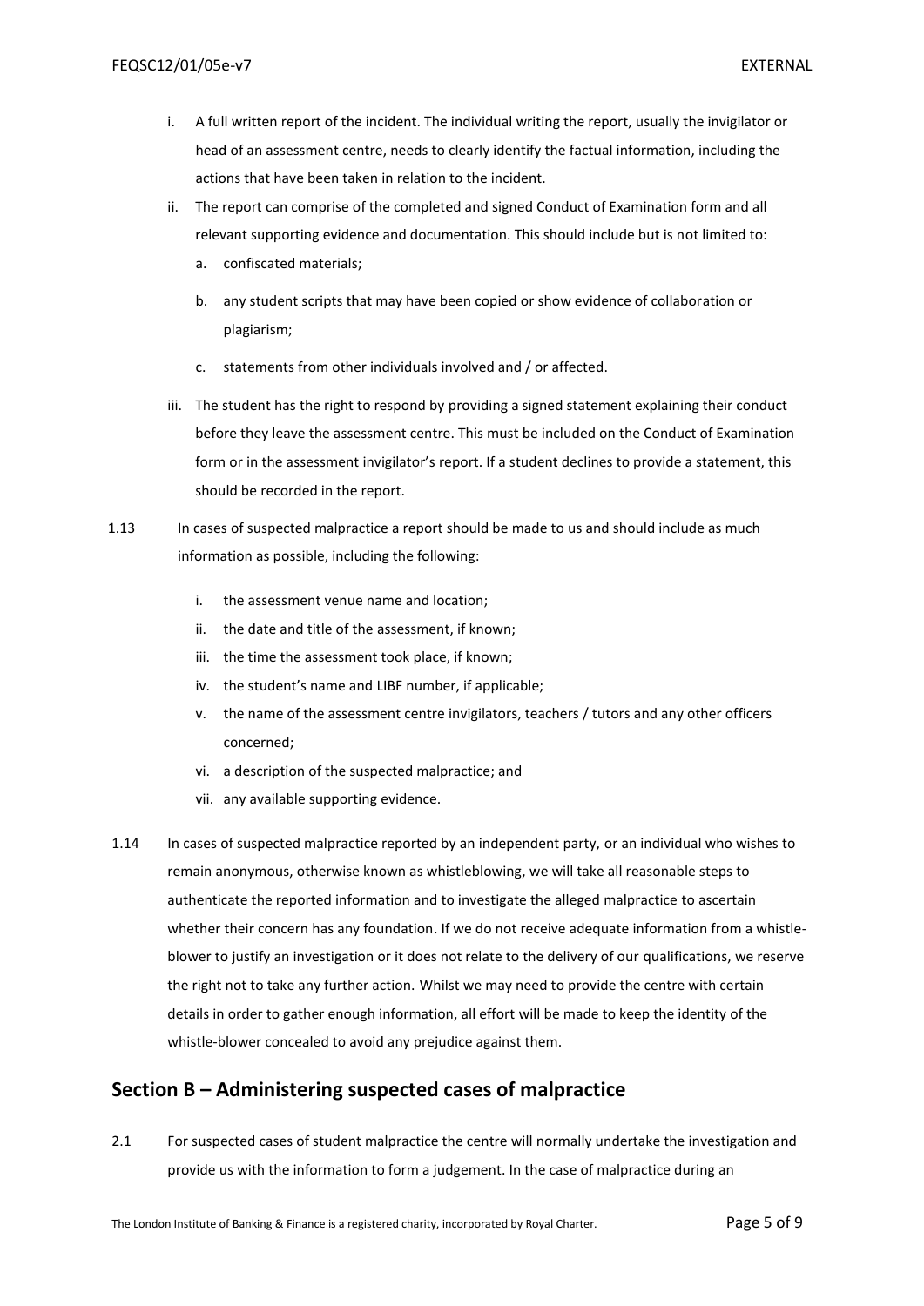i. A full written report of the incident. The individual writing the report, usually the invigilator or head of an assessment centre, needs to clearly identify the factual information, including the actions that have been taken in relation to the incident.

ii. The report can comprise of the completed and signed Conduct of Examination form and all relevant supporting evidence and documentation. This should include but is not limited to:

   a. confiscated materials;

   b. any student scripts that may have been copied or show evidence of collaboration or plagiarism;

   c. statements from other individuals involved and / or affected.

iii. The student has the right to respond by providing a signed statement explaining their conduct before they leave the assessment centre. This must be included on the Conduct of Examination form or in the assessment invigilator's report. If a student declines to provide a statement, this should be recorded in the report.

1.13 In cases of suspected malpractice a report should be made to us and should include as much information as possible, including the following:

   i. the assessment venue name and location;
   ii. the date and title of the assessment, if known;
   iii. the time the assessment took place, if known;
   iv. the student's name and LIBF number, if applicable;
   v. the name of the assessment centre invigilators, teachers / tutors and any other officers concerned;
   vi. a description of the suspected malpractice; and
   vii. any available supporting evidence.

1.14 In cases of suspected malpractice reported by an independent party, or an individual who wishes to remain anonymous, otherwise known as whistleblowing, we will take all reasonable steps to authenticate the reported information and to investigate the alleged malpractice to ascertain whether their concern has any foundation. If we do not receive adequate information from a whistle-blower to justify an investigation or it does not relate to the delivery of our qualifications, we reserve the right not to take any further action. Whilst we may need to provide the centre with certain details in order to gather enough information, all effort will be made to keep the identity of the whistle-blower concealed to avoid any prejudice against them.

## Section B – Administering suspected cases of malpractice

2.1 For suspected cases of student malpractice the centre will normally undertake the investigation and provide us with the information to form a judgement. In the case of malpractice during an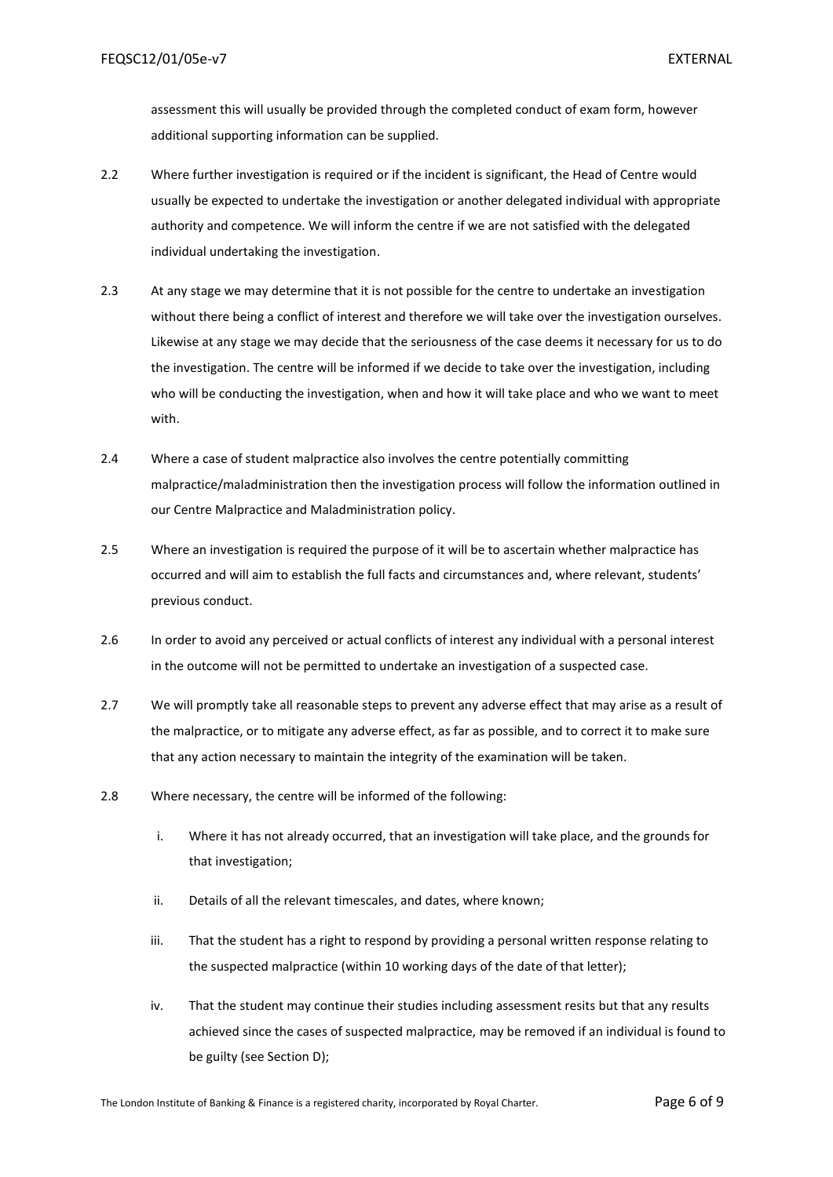assessment this will usually be provided through the completed conduct of exam form, however additional supporting information can be supplied.

2.2 Where further investigation is required or if the incident is significant, the Head of Centre would usually be expected to undertake the investigation or another delegated individual with appropriate authority and competence. We will inform the centre if we are not satisfied with the delegated individual undertaking the investigation.

2.3 At any stage we may determine that it is not possible for the centre to undertake an investigation without there being a conflict of interest and therefore we will take over the investigation ourselves. Likewise at any stage we may decide that the seriousness of the case deems it necessary for us to do the investigation. The centre will be informed if we decide to take over the investigation, including who will be conducting the investigation, when and how it will take place and who we want to meet with.

2.4 Where a case of student malpractice also involves the centre potentially committing malpractice/maladministration then the investigation process will follow the information outlined in our Centre Malpractice and Maladministration policy.

2.5 Where an investigation is required the purpose of it will be to ascertain whether malpractice has occurred and will aim to establish the full facts and circumstances and, where relevant, students' previous conduct.

2.6 In order to avoid any perceived or actual conflicts of interest any individual with a personal interest in the outcome will not be permitted to undertake an investigation of a suspected case.

2.7 We will promptly take all reasonable steps to prevent any adverse effect that may arise as a result of the malpractice, or to mitigate any adverse effect, as far as possible, and to correct it to make sure that any action necessary to maintain the integrity of the examination will be taken.

2.8 Where necessary, the centre will be informed of the following:

i. Where it has not already occurred, that an investigation will take place, and the grounds for that investigation;

ii. Details of all the relevant timescales, and dates, where known;

iii. That the student has a right to respond by providing a personal written response relating to the suspected malpractice (within 10 working days of the date of that letter);

iv. That the student may continue their studies including assessment resits but that any results achieved since the cases of suspected malpractice, may be removed if an individual is found to be guilty (see Section D);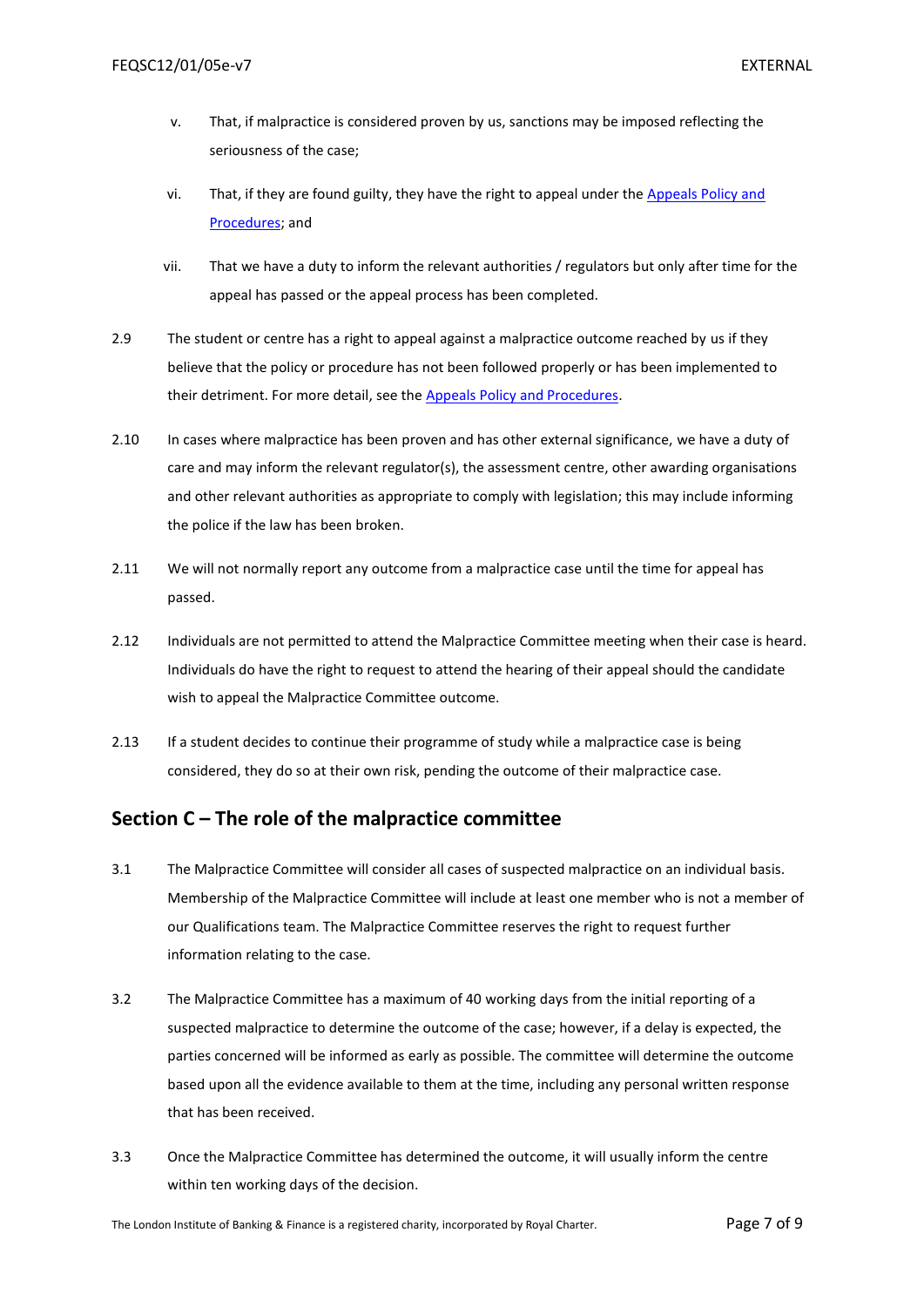v. That, if malpractice is considered proven by us, sanctions may be imposed reflecting the seriousness of the case;

vi. That, if they are found guilty, they have the right to appeal under the Appeals Policy and Procedures; and

vii. That we have a duty to inform the relevant authorities / regulators but only after time for the appeal has passed or the appeal process has been completed.

2.9 The student or centre has a right to appeal against a malpractice outcome reached by us if they believe that the policy or procedure has not been followed properly or has been implemented to their detriment. For more detail, see the Appeals Policy and Procedures.

2.10 In cases where malpractice has been proven and has other external significance, we have a duty of care and may inform the relevant regulator(s), the assessment centre, other awarding organisations and other relevant authorities as appropriate to comply with legislation; this may include informing the police if the law has been broken.

2.11 We will not normally report any outcome from a malpractice case until the time for appeal has passed.

2.12 Individuals are not permitted to attend the Malpractice Committee meeting when their case is heard. Individuals do have the right to request to attend the hearing of their appeal should the candidate wish to appeal the Malpractice Committee outcome.

2.13 If a student decides to continue their programme of study while a malpractice case is being considered, they do so at their own risk, pending the outcome of their malpractice case.

## Section C – The role of the malpractice committee

3.1 The Malpractice Committee will consider all cases of suspected malpractice on an individual basis. Membership of the Malpractice Committee will include at least one member who is not a member of our Qualifications team. The Malpractice Committee reserves the right to request further information relating to the case.

3.2 The Malpractice Committee has a maximum of 40 working days from the initial reporting of a suspected malpractice to determine the outcome of the case; however, if a delay is expected, the parties concerned will be informed as early as possible. The committee will determine the outcome based upon all the evidence available to them at the time, including any personal written response that has been received.

3.3 Once the Malpractice Committee has determined the outcome, it will usually inform the centre within ten working days of the decision.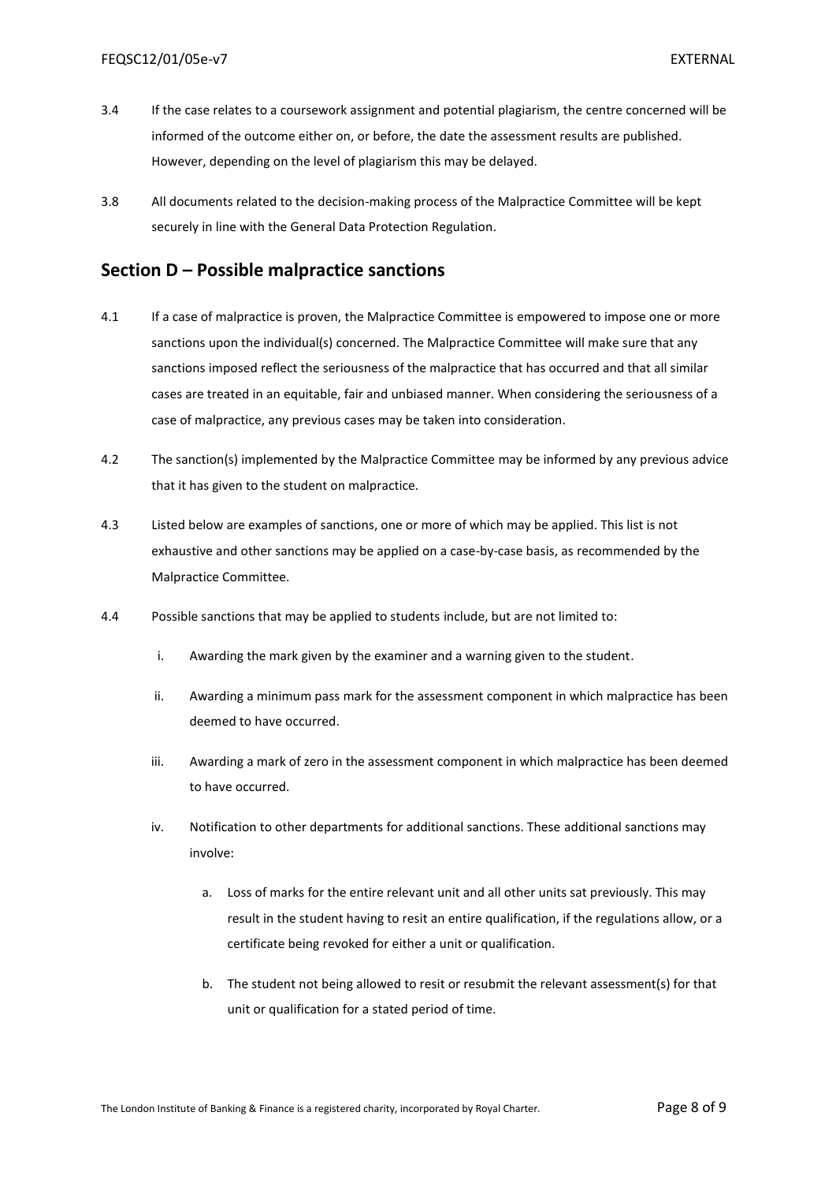3.4 If the case relates to a coursework assignment and potential plagiarism, the centre concerned will be informed of the outcome either on, or before, the date the assessment results are published. However, depending on the level of plagiarism this may be delayed.

3.8 All documents related to the decision-making process of the Malpractice Committee will be kept securely in line with the General Data Protection Regulation.

## Section D – Possible malpractice sanctions

4.1 If a case of malpractice is proven, the Malpractice Committee is empowered to impose one or more sanctions upon the individual(s) concerned. The Malpractice Committee will make sure that any sanctions imposed reflect the seriousness of the malpractice that has occurred and that all similar cases are treated in an equitable, fair and unbiased manner. When considering the seriousness of a case of malpractice, any previous cases may be taken into consideration.

4.2 The sanction(s) implemented by the Malpractice Committee may be informed by any previous advice that it has given to the student on malpractice.

4.3 Listed below are examples of sanctions, one or more of which may be applied. This list is not exhaustive and other sanctions may be applied on a case-by-case basis, as recommended by the Malpractice Committee.

4.4 Possible sanctions that may be applied to students include, but are not limited to:

i. Awarding the mark given by the examiner and a warning given to the student.

ii. Awarding a minimum pass mark for the assessment component in which malpractice has been deemed to have occurred.

iii. Awarding a mark of zero in the assessment component in which malpractice has been deemed to have occurred.

iv. Notification to other departments for additional sanctions. These additional sanctions may involve:

   a. Loss of marks for the entire relevant unit and all other units sat previously. This may result in the student having to resit an entire qualification, if the regulations allow, or a certificate being revoked for either a unit or qualification.

   b. The student not being allowed to resit or resubmit the relevant assessment(s) for that unit or qualification for a stated period of time.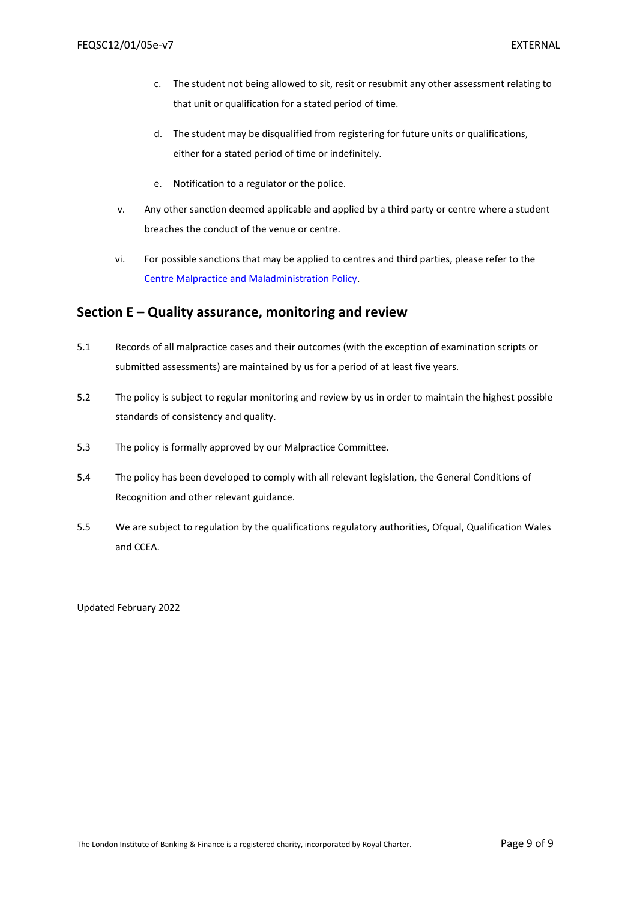c. The student not being allowed to sit, resit or resubmit any other assessment relating to that unit or qualification for a stated period of time.

d. The student may be disqualified from registering for future units or qualifications, either for a stated period of time or indefinitely.

e. Notification to a regulator or the police.

v. Any other sanction deemed applicable and applied by a third party or centre where a student breaches the conduct of the venue or centre.

vi. For possible sanctions that may be applied to centres and third parties, please refer to the Centre Malpractice and Maladministration Policy.

## Section E – Quality assurance, monitoring and review

5.1 Records of all malpractice cases and their outcomes (with the exception of examination scripts or submitted assessments) are maintained by us for a period of at least five years.

5.2 The policy is subject to regular monitoring and review by us in order to maintain the highest possible standards of consistency and quality.

5.3 The policy is formally approved by our Malpractice Committee.

5.4 The policy has been developed to comply with all relevant legislation, the General Conditions of Recognition and other relevant guidance.

5.5 We are subject to regulation by the qualifications regulatory authorities, Ofqual, Qualification Wales and CCEA.

Updated February 2022